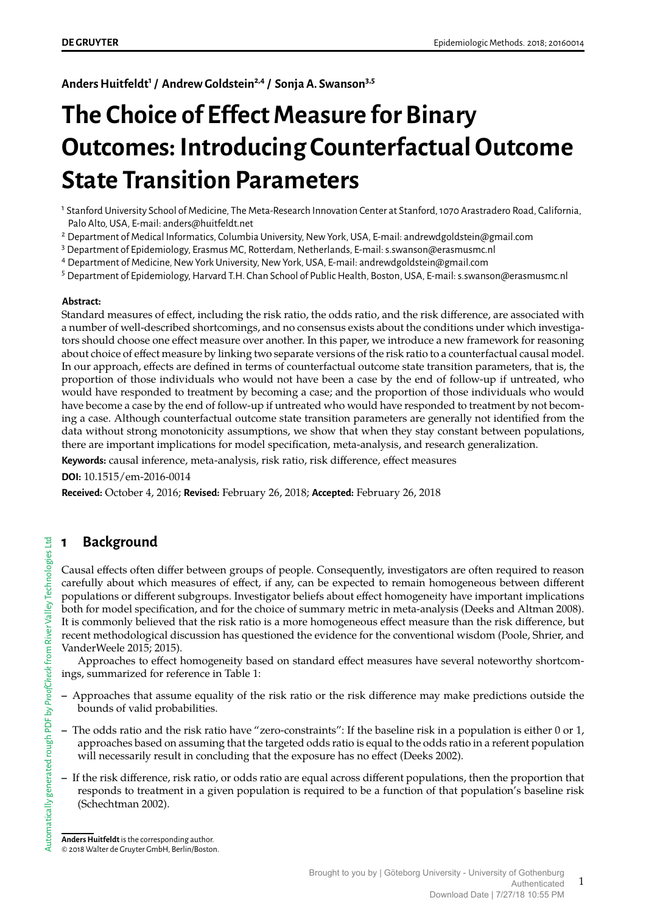**Anders Huitfeldt[1] / Andrew Goldstein[2,4] / Sonja A. Swanson[3,5]**

# The Choice of Effect Measure for Binary Outcomes: Introducing Counterfactual Outcome State Transition Parameters

[1] Stanford University School of Medicine, The Meta-Research Innovation Center at Stanford, 1070 Arastradero Road, California, Palo Alto, USA, E-mail: anders@huitfeldt.net

[2] Department of Medical Informatics, Columbia University, New York, USA, E-mail: andrewdgoldstein@gmail.com

[3] Department of Epidemiology, Erasmus MC, Rotterdam, Netherlands, E-mail: s.swanson@erasmusmc.nl

[4] Department of Medicine, New York University, New York, USA, E-mail: andrewdgoldstein@gmail.com

[5] Department of Epidemiology, Harvard T.H. Chan School of Public Health, Boston, USA, E-mail: s.swanson@erasmusmc.nl

**Abstract:**

Standard measures of effect, including the risk ratio, the odds ratio, and the risk difference, are associated with a number of well-described shortcomings, and no consensus exists about the conditions under which investigators should choose one effect measure over another. In this paper, we introduce a new framework for reasoning about choice of effect measure by linking two separate versions of the risk ratio to a counterfactual causal model. In our approach, effects are defined in terms of counterfactual outcome state transition parameters, that is, the proportion of those individuals who would not have been a case by the end of follow-up if untreated, who would have responded to treatment by becoming a case; and the proportion of those individuals who would have become a case by the end of follow-up if untreated who would have responded to treatment by not becoming a case. Although counterfactual outcome state transition parameters are generally not identified from the data without strong monotonicity assumptions, we show that when they stay constant between populations, there are important implications for model specification, meta-analysis, and research generalization.

**Keywords:** causal inference, meta-analysis, risk ratio, risk difference, effect measures

**DOI:** 10.1515/em-2016-0014

**Received:** October 4, 2016; **Revised:** February 26, 2018; **Accepted:** February 26, 2018

## 1 Background

Causal effects often differ between groups of people. Consequently, investigators are often required to reason carefully about which measures of effect, if any, can be expected to remain homogeneous between different populations or different subgroups. Investigator beliefs about effect homogeneity have important implications both for model specification, and for the choice of summary metric in meta-analysis (Deeks and Altman 2008). It is commonly believed that the risk ratio is a more homogeneous effect measure than the risk difference, but recent methodological discussion has questioned the evidence for the conventional wisdom (Poole, Shrier, and VanderWeele 2015; 2015).

Approaches to effect homogeneity based on standard effect measures have several noteworthy shortcomings, summarized for reference in Table 1:

- Approaches that assume equality of the risk ratio or the risk difference may make predictions outside the bounds of valid probabilities.
- The odds ratio and the risk ratio have "zero-constraints": If the baseline risk in a population is either 0 or 1, approaches based on assuming that the targeted odds ratio is equal to the odds ratio in a referent population will necessarily result in concluding that the exposure has no effect (Deeks 2002).
- If the risk difference, risk ratio, or odds ratio are equal across different populations, then the proportion that responds to treatment in a given population is required to be a function of that population's baseline risk (Schechtman 2002).

**Anders Huitfeldt** is the corresponding author.
© 2018 Walter de Gruyter GmbH, Berlin/Boston.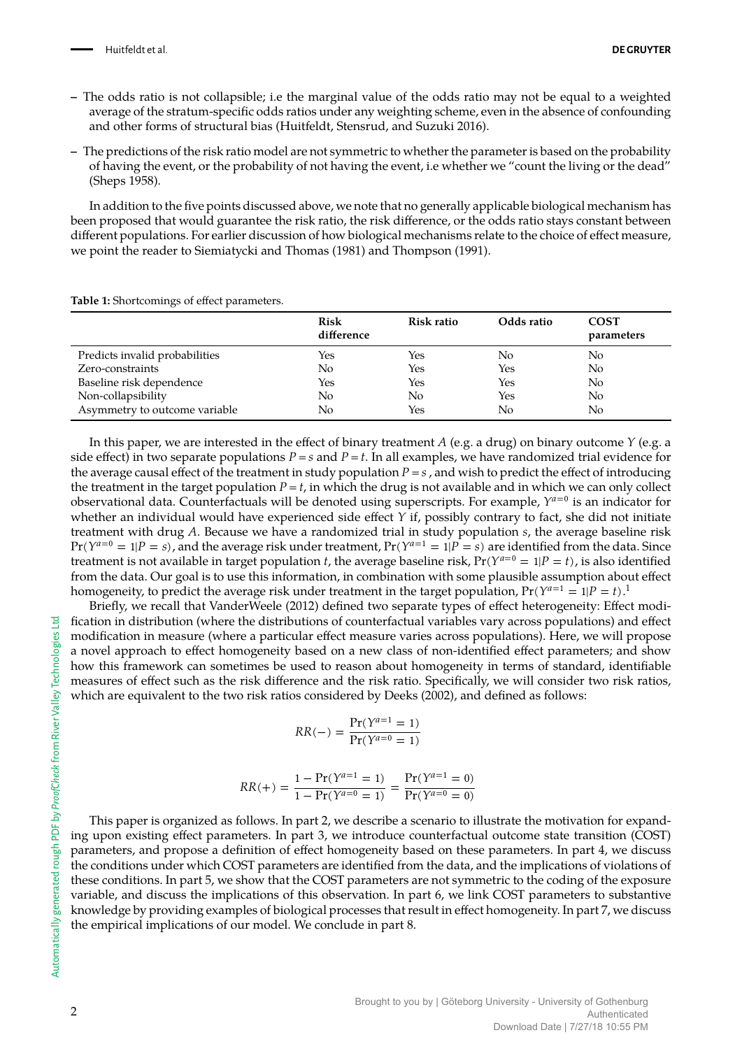- The odds ratio is not collapsible; i.e the marginal value of the odds ratio may not be equal to a weighted average of the stratum-specific odds ratios under any weighting scheme, even in the absence of confounding and other forms of structural bias (Huitfeldt, Stensrud, and Suzuki 2016).
- The predictions of the risk ratio model are not symmetric to whether the parameter is based on the probability of having the event, or the probability of not having the event, i.e whether we "count the living or the dead" (Sheps 1958).

In addition to the five points discussed above, we note that no generally applicable biological mechanism has been proposed that would guarantee the risk ratio, the risk difference, or the odds ratio stays constant between different populations. For earlier discussion of how biological mechanisms relate to the choice of effect measure, we point the reader to Siemiatycki and Thomas (1981) and Thompson (1991).

**Table 1:** Shortcomings of effect parameters.

| | Risk difference | Risk ratio | Odds ratio | COST parameters |
|---|---|---|---|---|
| Predicts invalid probabilities | Yes | Yes | No | No |
| Zero-constraints | No | Yes | Yes | No |
| Baseline risk dependence | Yes | Yes | Yes | No |
| Non-collapsibility | No | No | Yes | No |
| Asymmetry to outcome variable | No | Yes | No | No |

In this paper, we are interested in the effect of binary treatment $A$ (e.g. a drug) on binary outcome $Y$ (e.g. a side effect) in two separate populations $P = s$ and $P = t$. In all examples, we have randomized trial evidence for the average causal effect of the treatment in study population $P = s$, and wish to predict the effect of introducing the treatment in the target population $P = t$, in which the drug is not available and in which we can only collect observational data. Counterfactuals will be denoted using superscripts. For example, $Y^{a=0}$ is an indicator for whether an individual would have experienced side effect $Y$ if, possibly contrary to fact, she did not initiate treatment with drug $A$. Because we have a randomized trial in study population $s$, the average baseline risk $\Pr(Y^{a=0} = 1|P = s)$, and the average risk under treatment, $\Pr(Y^{a=1} = 1|P = s)$ are identified from the data. Since treatment is not available in target population $t$, the average baseline risk, $\Pr(Y^{a=0} = 1|P = t)$, is also identified from the data. Our goal is to use this information, in combination with some plausible assumption about effect homogeneity, to predict the average risk under treatment in the target population, $\Pr(Y^{a=1} = 1|P = t)$.[1]

Briefly, we recall that VanderWeele (2012) defined two separate types of effect heterogeneity: Effect modification in distribution (where the distributions of counterfactual variables vary across populations) and effect modification in measure (where a particular effect measure varies across populations). Here, we will propose a novel approach to effect homogeneity based on a new class of non-identified effect parameters; and show how this framework can sometimes be used to reason about homogeneity in terms of standard, identifiable measures of effect such as the risk difference and the risk ratio. Specifically, we will consider two risk ratios, which are equivalent to the two risk ratios considered by Deeks (2002), and defined as follows:

$$RR(-) = \frac{\Pr(Y^{a=1} = 1)}{\Pr(Y^{a=0} = 1)}$$

$$RR(+) = \frac{1 - \Pr(Y^{a=1} = 1)}{1 - \Pr(Y^{a=0} = 1)} = \frac{\Pr(Y^{a=1} = 0)}{\Pr(Y^{a=0} = 0)}$$

This paper is organized as follows. In part 2, we describe a scenario to illustrate the motivation for expanding upon existing effect parameters. In part 3, we introduce counterfactual outcome state transition (COST) parameters, and propose a definition of effect homogeneity based on these parameters. In part 4, we discuss the conditions under which COST parameters are identified from the data, and the implications of violations of these conditions. In part 5, we show that the COST parameters are not symmetric to the coding of the exposure variable, and discuss the implications of this observation. In part 6, we link COST parameters to substantive knowledge by providing examples of biological processes that result in effect homogeneity. In part 7, we discuss the empirical implications of our model. We conclude in part 8.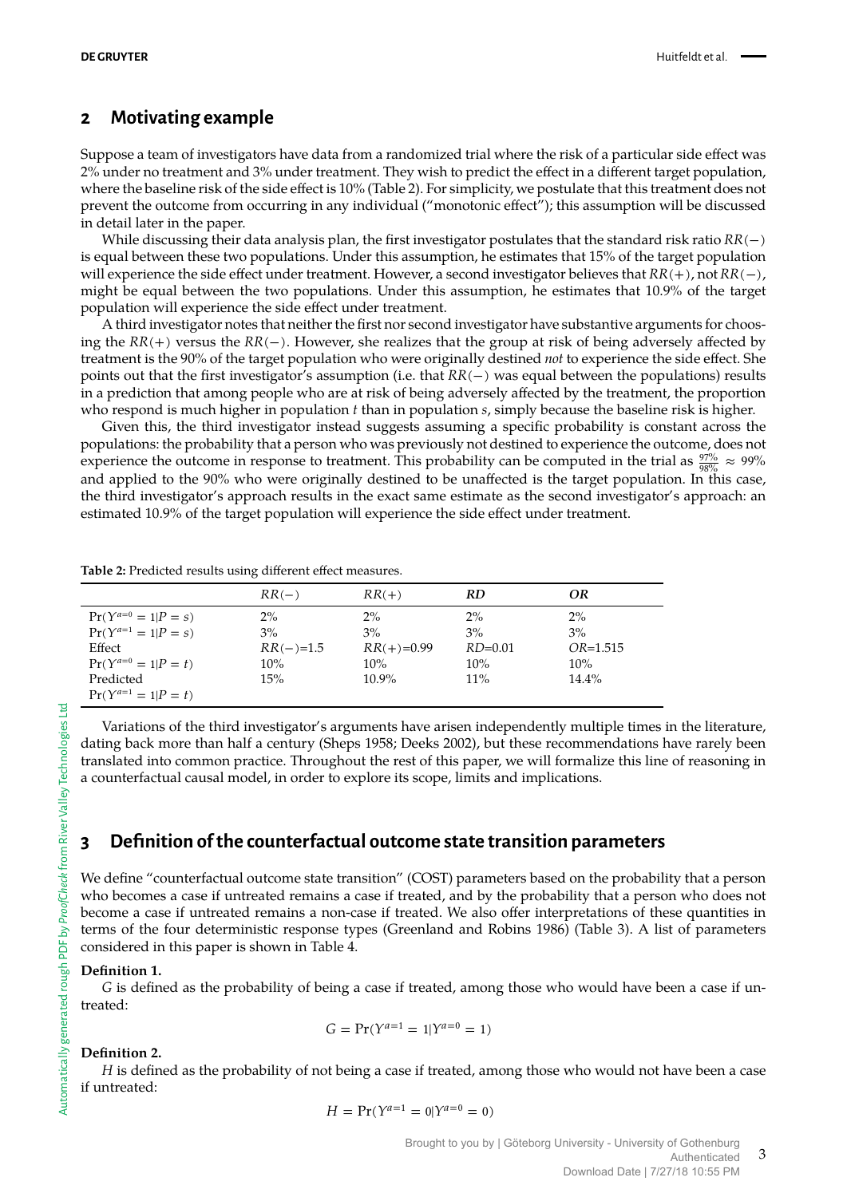## 2 Motivating example

Suppose a team of investigators have data from a randomized trial where the risk of a particular side effect was 2% under no treatment and 3% under treatment. They wish to predict the effect in a different target population, where the baseline risk of the side effect is 10% (Table 2). For simplicity, we postulate that this treatment does not prevent the outcome from occurring in any individual ("monotonic effect"); this assumption will be discussed in detail later in the paper.

While discussing their data analysis plan, the first investigator postulates that the standard risk ratio $RR(-)$ is equal between these two populations. Under this assumption, he estimates that 15% of the target population will experience the side effect under treatment. However, a second investigator believes that $RR(+)$, not $RR(-)$, might be equal between the two populations. Under this assumption, he estimates that 10.9% of the target population will experience the side effect under treatment.

A third investigator notes that neither the first nor second investigator have substantive arguments for choosing the $RR(+)$ versus the $RR(-)$. However, she realizes that the group at risk of being adversely affected by treatment is the 90% of the target population who were originally destined *not* to experience the side effect. She points out that the first investigator's assumption (i.e. that $RR(-)$ was equal between the populations) results in a prediction that among people who are at risk of being adversely affected by the treatment, the proportion who respond is much higher in population $t$ than in population $s$, simply because the baseline risk is higher.

Given this, the third investigator instead suggests assuming a specific probability is constant across the populations: the probability that a person who was previously not destined to experience the outcome, does not experience the outcome in response to treatment. This probability can be computed in the trial as $\frac{97\%}{98\%} \approx 99\%$ and applied to the 90% who were originally destined to be unaffected is the target population. In this case, the third investigator's approach results in the exact same estimate as the second investigator's approach: an estimated 10.9% of the target population will experience the side effect under treatment.

**Table 2:** Predicted results using different effect measures.

| | $RR(-)$ | $RR(+)$ | *RD* | *OR* |
|---|---|---|---|---|
| $\Pr(Y^{a=0} = 1 \vert P = s)$ | 2% | 2% | 2% | 2% |
| $\Pr(Y^{a=1} = 1 \vert P = s)$ | 3% | 3% | 3% | 3% |
| Effect | $RR(-)$=1.5 | $RR(+)$=0.99 | $RD$=0.01 | $OR$=1.515 |
| $\Pr(Y^{a=0} = 1 \vert P = t)$ | 10% | 10% | 10% | 10% |
| Predicted $\Pr(Y^{a=1} = 1 \vert P = t)$ | 15% | 10.9% | 11% | 14.4% |

Variations of the third investigator's arguments have arisen independently multiple times in the literature, dating back more than half a century (Sheps 1958; Deeks 2002), but these recommendations have rarely been translated into common practice. Throughout the rest of this paper, we will formalize this line of reasoning in a counterfactual causal model, in order to explore its scope, limits and implications.

## 3 Definition of the counterfactual outcome state transition parameters

We define "counterfactual outcome state transition" (COST) parameters based on the probability that a person who becomes a case if untreated remains a case if treated, and by the probability that a person who does not become a case if untreated remains a non-case if treated. We also offer interpretations of these quantities in terms of the four deterministic response types (Greenland and Robins 1986) (Table 3). A list of parameters considered in this paper is shown in Table 4.

**Definition 1.**

$G$ is defined as the probability of being a case if treated, among those who would have been a case if untreated:

$$G = \Pr(Y^{a=1} = 1 \vert Y^{a=0} = 1)$$

**Definition 2.**

$H$ is defined as the probability of not being a case if treated, among those who would not have been a case if untreated:

$$H = \Pr(Y^{a=1} = 0 \vert Y^{a=0} = 0)$$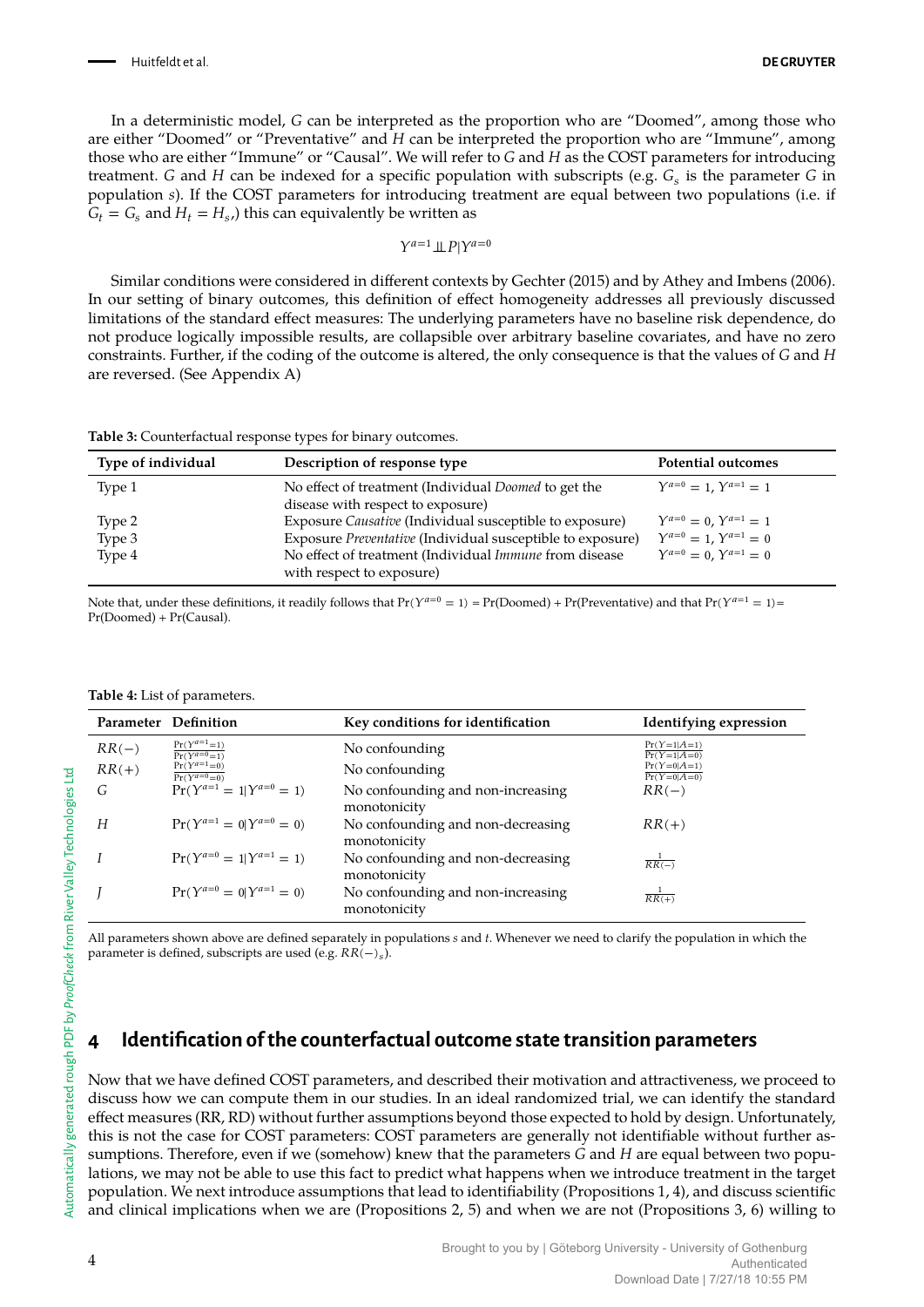In a deterministic model, $G$ can be interpreted as the proportion who are "Doomed", among those who are either "Doomed" or "Preventative" and $H$ can be interpreted the proportion who are "Immune", among those who are either "Immune" or "Causal". We will refer to $G$ and $H$ as the COST parameters for introducing treatment. $G$ and $H$ can be indexed for a specific population with subscripts (e.g. $G_s$ is the parameter $G$ in population $s$). If the COST parameters for introducing treatment are equal between two populations (i.e. if $G_t = G_s$ and $H_t = H_s$,) this can equivalently be written as

$$Y^{a=1} \perp\!\!\!\perp P | Y^{a=0}$$

Similar conditions were considered in different contexts by Gechter (2015) and by Athey and Imbens (2006). In our setting of binary outcomes, this definition of effect homogeneity addresses all previously discussed limitations of the standard effect measures: The underlying parameters have no baseline risk dependence, do not produce logically impossible results, are collapsible over arbitrary baseline covariates, and have no zero constraints. Further, if the coding of the outcome is altered, the only consequence is that the values of $G$ and $H$ are reversed. (See Appendix A)

**Table 3:** Counterfactual response types for binary outcomes.

| Type of individual | Description of response type | Potential outcomes |
|---|---|---|
| Type 1 | No effect of treatment (Individual *Doomed* to get the disease with respect to exposure) | $Y^{a=0} = 1$, $Y^{a=1} = 1$ |
| Type 2 | Exposure *Causative* (Individual susceptible to exposure) | $Y^{a=0} = 0$, $Y^{a=1} = 1$ |
| Type 3 | Exposure *Preventative* (Individual susceptible to exposure) | $Y^{a=0} = 1$, $Y^{a=1} = 0$ |
| Type 4 | No effect of treatment (Individual *Immune* from disease with respect to exposure) | $Y^{a=0} = 0$, $Y^{a=1} = 0$ |

Note that, under these definitions, it readily follows that $\Pr(Y^{a=0} = 1) = \Pr(\text{Doomed}) + \Pr(\text{Preventative})$ and that $\Pr(Y^{a=1} = 1) = \Pr(\text{Doomed}) + \Pr(\text{Causal})$.

**Table 4:** List of parameters.

| Parameter | Definition | Key conditions for identification | Identifying expression |
|---|---|---|---|
| $RR(-)$ | $\frac{\Pr(Y^{a=1}=1)}{\Pr(Y^{a=0}=1)}$ | No confounding | $\frac{\Pr(Y=1\mid A=1)}{\Pr(Y=1\mid A=0)}$ |
| $RR(+)$ | $\frac{\Pr(Y^{a=1}=0)}{\Pr(Y^{a=0}=0)}$ | No confounding | $\frac{\Pr(Y=0\mid A=1)}{\Pr(Y=0\mid A=0)}$ |
| $G$ | $\Pr(Y^{a=1} = 1 \mid Y^{a=0} = 1)$ | No confounding and non-increasing monotonicity | $RR(-)$ |
| $H$ | $\Pr(Y^{a=1} = 0 \mid Y^{a=0} = 0)$ | No confounding and non-decreasing monotonicity | $RR(+)$ |
| $I$ | $\Pr(Y^{a=0} = 1 \mid Y^{a=1} = 1)$ | No confounding and non-decreasing monotonicity | $\frac{1}{RR(-)}$ |
| $J$ | $\Pr(Y^{a=0} = 0 \mid Y^{a=1} = 0)$ | No confounding and non-increasing monotonicity | $\frac{1}{RR(+)}$ |

All parameters shown above are defined separately in populations $s$ and $t$. Whenever we need to clarify the population in which the parameter is defined, subscripts are used (e.g. $RR(-)_s$).

## 4 Identification of the counterfactual outcome state transition parameters

Now that we have defined COST parameters, and described their motivation and attractiveness, we proceed to discuss how we can compute them in our studies. In an ideal randomized trial, we can identify the standard effect measures (RR, RD) without further assumptions beyond those expected to hold by design. Unfortunately, this is not the case for COST parameters: COST parameters are generally not identifiable without further assumptions. Therefore, even if we (somehow) knew that the parameters $G$ and $H$ are equal between two populations, we may not be able to use this fact to predict what happens when we introduce treatment in the target population. We next introduce assumptions that lead to identifiability (Propositions 1, 4), and discuss scientific and clinical implications when we are (Propositions 2, 5) and when we are not (Propositions 3, 6) willing to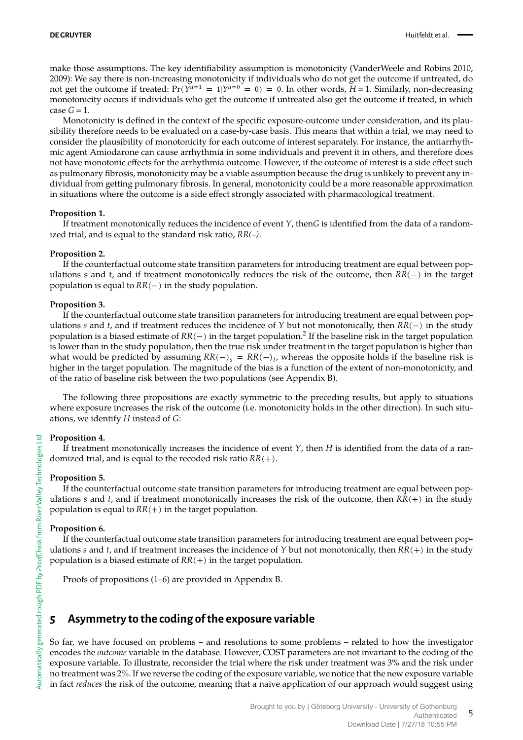make those assumptions. The key identifiability assumption is monotonicity (VanderWeele and Robins 2010, 2009): We say there is non-increasing monotonicity if individuals who do not get the outcome if untreated, do not get the outcome if treated: $\Pr(Y^{a=1} = 1 | Y^{a=0} = 0) = 0$. In other words, $H = 1$. Similarly, non-decreasing monotonicity occurs if individuals who get the outcome if untreated also get the outcome if treated, in which case $G = 1$.

Monotonicity is defined in the context of the specific exposure-outcome under consideration, and its plausibility therefore needs to be evaluated on a case-by-case basis. This means that within a trial, we may need to consider the plausibility of monotonicity for each outcome of interest separately. For instance, the antiarrhythmic agent Amiodarone can cause arrhythmia in some individuals and prevent it in others, and therefore does not have monotonic effects for the arrhythmia outcome. However, if the outcome of interest is a side effect such as pulmonary fibrosis, monotonicity may be a viable assumption because the drug is unlikely to prevent any individual from getting pulmonary fibrosis. In general, monotonicity could be a more reasonable approximation in situations where the outcome is a side effect strongly associated with pharmacological treatment.

**Proposition 1.**

If treatment monotonically reduces the incidence of event $Y$, then$G$ is identified from the data of a randomized trial, and is equal to the standard risk ratio, *RR(–)*.

**Proposition 2.**

If the counterfactual outcome state transition parameters for introducing treatment are equal between populations s and t, and if treatment monotonically reduces the risk of the outcome, then $RR(-)$ in the target population is equal to $RR(-)$ in the study population.

**Proposition 3.**

If the counterfactual outcome state transition parameters for introducing treatment are equal between populations $s$ and $t$, and if treatment reduces the incidence of $Y$ but not monotonically, then $RR(-)$ in the study population is a biased estimate of $RR(-)$ in the target population.[2] If the baseline risk in the target population is lower than in the study population, then the true risk under treatment in the target population is higher than what would be predicted by assuming $RR(-)_s = RR(-)_t$, whereas the opposite holds if the baseline risk is higher in the target population. The magnitude of the bias is a function of the extent of non-monotonicity, and of the ratio of baseline risk between the two populations (see Appendix B).

The following three propositions are exactly symmetric to the preceding results, but apply to situations where exposure increases the risk of the outcome (i.e. monotonicity holds in the other direction). In such situations, we identify $H$ instead of $G$:

**Proposition 4.**

If treatment monotonically increases the incidence of event $Y$, then $H$ is identified from the data of a randomized trial, and is equal to the recoded risk ratio $RR(+)$.

**Proposition 5.**

If the counterfactual outcome state transition parameters for introducing treatment are equal between populations $s$ and $t$, and if treatment monotonically increases the risk of the outcome, then $RR(+)$ in the study population is equal to $RR(+)$ in the target population.

**Proposition 6.**

If the counterfactual outcome state transition parameters for introducing treatment are equal between populations $s$ and $t$, and if treatment increases the incidence of $Y$ but not monotonically, then $RR(+)$ in the study population is a biased estimate of $RR(+)$ in the target population.

Proofs of propositions (1–6) are provided in Appendix B.

## 5 Asymmetry to the coding of the exposure variable

So far, we have focused on problems – and resolutions to some problems – related to how the investigator encodes the *outcome* variable in the database. However, COST parameters are not invariant to the coding of the exposure variable. To illustrate, reconsider the trial where the risk under treatment was 3% and the risk under no treatment was 2%. If we reverse the coding of the exposure variable, we notice that the new exposure variable in fact *reduces* the risk of the outcome, meaning that a naive application of our approach would suggest using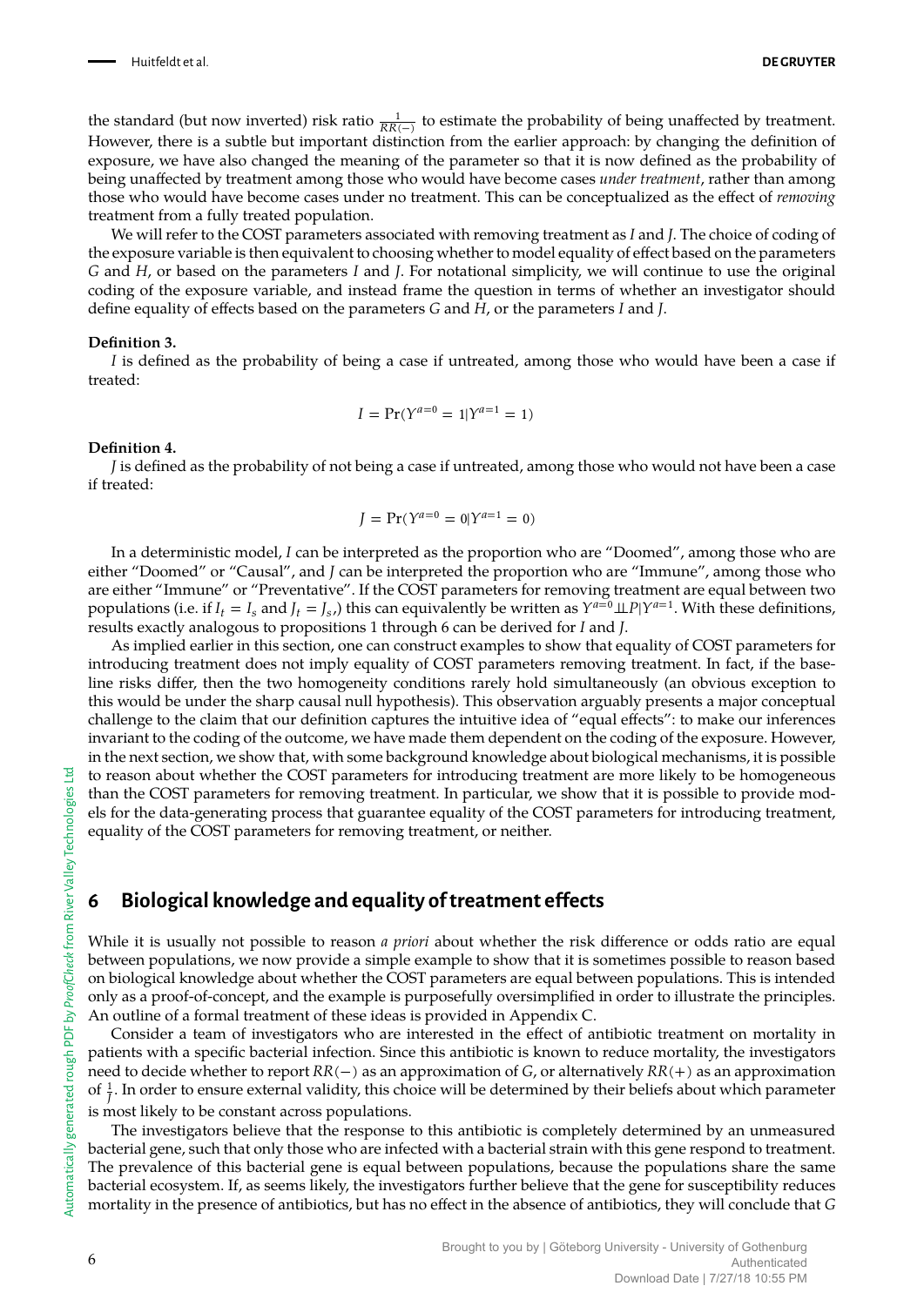the standard (but now inverted) risk ratio $\frac{1}{RR(-)}$ to estimate the probability of being unaffected by treatment. However, there is a subtle but important distinction from the earlier approach: by changing the definition of exposure, we have also changed the meaning of the parameter so that it is now defined as the probability of being unaffected by treatment among those who would have become cases *under treatment*, rather than among those who would have become cases under no treatment. This can be conceptualized as the effect of *removing* treatment from a fully treated population.

We will refer to the COST parameters associated with removing treatment as $I$ and $J$. The choice of coding of the exposure variable is then equivalent to choosing whether to model equality of effect based on the parameters $G$ and $H$, or based on the parameters $I$ and $J$. For notational simplicity, we will continue to use the original coding of the exposure variable, and instead frame the question in terms of whether an investigator should define equality of effects based on the parameters $G$ and $H$, or the parameters $I$ and $J$.

**Definition 3.**

$I$ is defined as the probability of being a case if untreated, among those who would have been a case if treated:

$$I = \Pr(Y^{a=0} = 1 | Y^{a=1} = 1)$$

**Definition 4.**

$J$ is defined as the probability of not being a case if untreated, among those who would not have been a case if treated:

$$J = \Pr(Y^{a=0} = 0 | Y^{a=1} = 0)$$

In a deterministic model, $I$ can be interpreted as the proportion who are "Doomed", among those who are either "Doomed" or "Causal", and $J$ can be interpreted the proportion who are "Immune", among those who are either "Immune" or "Preventative". If the COST parameters for removing treatment are equal between two populations (i.e. if $I_t = I_s$ and $J_t = J_s$,) this can equivalently be written as $Y^{a=0} \perp\!\!\!\perp P | Y^{a=1}$. With these definitions, results exactly analogous to propositions 1 through 6 can be derived for $I$ and $J$.

As implied earlier in this section, one can construct examples to show that equality of COST parameters for introducing treatment does not imply equality of COST parameters removing treatment. In fact, if the baseline risks differ, then the two homogeneity conditions rarely hold simultaneously (an obvious exception to this would be under the sharp causal null hypothesis). This observation arguably presents a major conceptual challenge to the claim that our definition captures the intuitive idea of "equal effects": to make our inferences invariant to the coding of the outcome, we have made them dependent on the coding of the exposure. However, in the next section, we show that, with some background knowledge about biological mechanisms, it is possible to reason about whether the COST parameters for introducing treatment are more likely to be homogeneous than the COST parameters for removing treatment. In particular, we show that it is possible to provide models for the data-generating process that guarantee equality of the COST parameters for introducing treatment, equality of the COST parameters for removing treatment, or neither.

## 6 Biological knowledge and equality of treatment effects

While it is usually not possible to reason *a priori* about whether the risk difference or odds ratio are equal between populations, we now provide a simple example to show that it is sometimes possible to reason based on biological knowledge about whether the COST parameters are equal between populations. This is intended only as a proof-of-concept, and the example is purposefully oversimplified in order to illustrate the principles. An outline of a formal treatment of these ideas is provided in Appendix C.

Consider a team of investigators who are interested in the effect of antibiotic treatment on mortality in patients with a specific bacterial infection. Since this antibiotic is known to reduce mortality, the investigators need to decide whether to report $RR(-)$ as an approximation of $G$, or alternatively $RR(+)$ as an approximation of $\frac{1}{J}$. In order to ensure external validity, this choice will be determined by their beliefs about which parameter is most likely to be constant across populations.

The investigators believe that the response to this antibiotic is completely determined by an unmeasured bacterial gene, such that only those who are infected with a bacterial strain with this gene respond to treatment. The prevalence of this bacterial gene is equal between populations, because the populations share the same bacterial ecosystem. If, as seems likely, the investigators further believe that the gene for susceptibility reduces mortality in the presence of antibiotics, but has no effect in the absence of antibiotics, they will conclude that $G$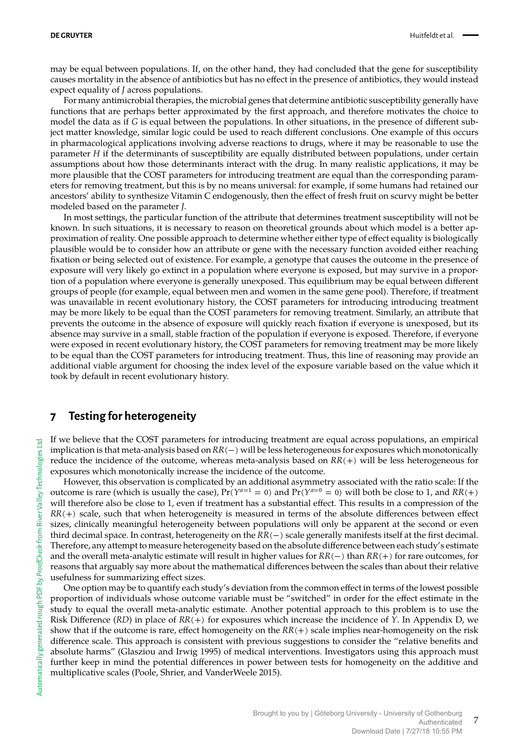may be equal between populations. If, on the other hand, they had concluded that the gene for susceptibility causes mortality in the absence of antibiotics but has no effect in the presence of antibiotics, they would instead expect equality of $J$ across populations.

For many antimicrobial therapies, the microbial genes that determine antibiotic susceptibility generally have functions that are perhaps better approximated by the first approach, and therefore motivates the choice to model the data as if $G$ is equal between the populations. In other situations, in the presence of different subject matter knowledge, similar logic could be used to reach different conclusions. One example of this occurs in pharmacological applications involving adverse reactions to drugs, where it may be reasonable to use the parameter $H$ if the determinants of susceptibility are equally distributed between populations, under certain assumptions about how those determinants interact with the drug. In many realistic applications, it may be more plausible that the COST parameters for introducing treatment are equal than the corresponding parameters for removing treatment, but this is by no means universal: for example, if some humans had retained our ancestors' ability to synthesize Vitamin C endogenously, then the effect of fresh fruit on scurvy might be better modeled based on the parameter $J$.

In most settings, the particular function of the attribute that determines treatment susceptibility will not be known. In such situations, it is necessary to reason on theoretical grounds about which model is a better approximation of reality. One possible approach to determine whether either type of effect equality is biologically plausible would be to consider how an attribute or gene with the necessary function avoided either reaching fixation or being selected out of existence. For example, a genotype that causes the outcome in the presence of exposure will very likely go extinct in a population where everyone is exposed, but may survive in a proportion of a population where everyone is generally unexposed. This equilibrium may be equal between different groups of people (for example, equal between men and women in the same gene pool). Therefore, if treatment was unavailable in recent evolutionary history, the COST parameters for introducing introducing treatment may be more likely to be equal than the COST parameters for removing treatment. Similarly, an attribute that prevents the outcome in the absence of exposure will quickly reach fixation if everyone is unexposed, but its absence may survive in a small, stable fraction of the population if everyone is exposed. Therefore, if everyone were exposed in recent evolutionary history, the COST parameters for removing treatment may be more likely to be equal than the COST parameters for introducing treatment. Thus, this line of reasoning may provide an additional viable argument for choosing the index level of the exposure variable based on the value which it took by default in recent evolutionary history.

## 7 Testing for heterogeneity

If we believe that the COST parameters for introducing treatment are equal across populations, an empirical implication is that meta-analysis based on $RR(-)$ will be less heterogeneous for exposures which monotonically reduce the incidence of the outcome, whereas meta-analysis based on $RR(+)$ will be less heterogeneous for exposures which monotonically increase the incidence of the outcome.

However, this observation is complicated by an additional asymmetry associated with the ratio scale: If the outcome is rare (which is usually the case), $\Pr(Y^{a=1} = 0)$ and $\Pr(Y^{a=0} = 0)$ will both be close to 1, and $RR(+)$ will therefore also be close to 1, even if treatment has a substantial effect. This results in a compression of the $RR(+)$ scale, such that when heterogeneity is measured in terms of the absolute differences between effect sizes, clinically meaningful heterogeneity between populations will only be apparent at the second or even third decimal space. In contrast, heterogeneity on the $RR(-)$ scale generally manifests itself at the first decimal. Therefore, any attempt to measure heterogeneity based on the absolute difference between each study's estimate and the overall meta-analytic estimate will result in higher values for $RR(-)$ than $RR(+)$ for rare outcomes, for reasons that arguably say more about the mathematical differences between the scales than about their relative usefulness for summarizing effect sizes.

One option may be to quantify each study's deviation from the common effect in terms of the lowest possible proportion of individuals whose outcome variable must be "switched" in order for the effect estimate in the study to equal the overall meta-analytic estimate. Another potential approach to this problem is to use the Risk Difference ($RD$) in place of $RR(+)$ for exposures which increase the incidence of $Y$. In Appendix D, we show that if the outcome is rare, effect homogeneity on the $RR(+)$ scale implies near-homogeneity on the risk difference scale. This approach is consistent with previous suggestions to consider the "relative benefits and absolute harms" (Glasziou and Irwig 1995) of medical interventions. Investigators using this approach must further keep in mind the potential differences in power between tests for homogeneity on the additive and multiplicative scales (Poole, Shrier, and VanderWeele 2015).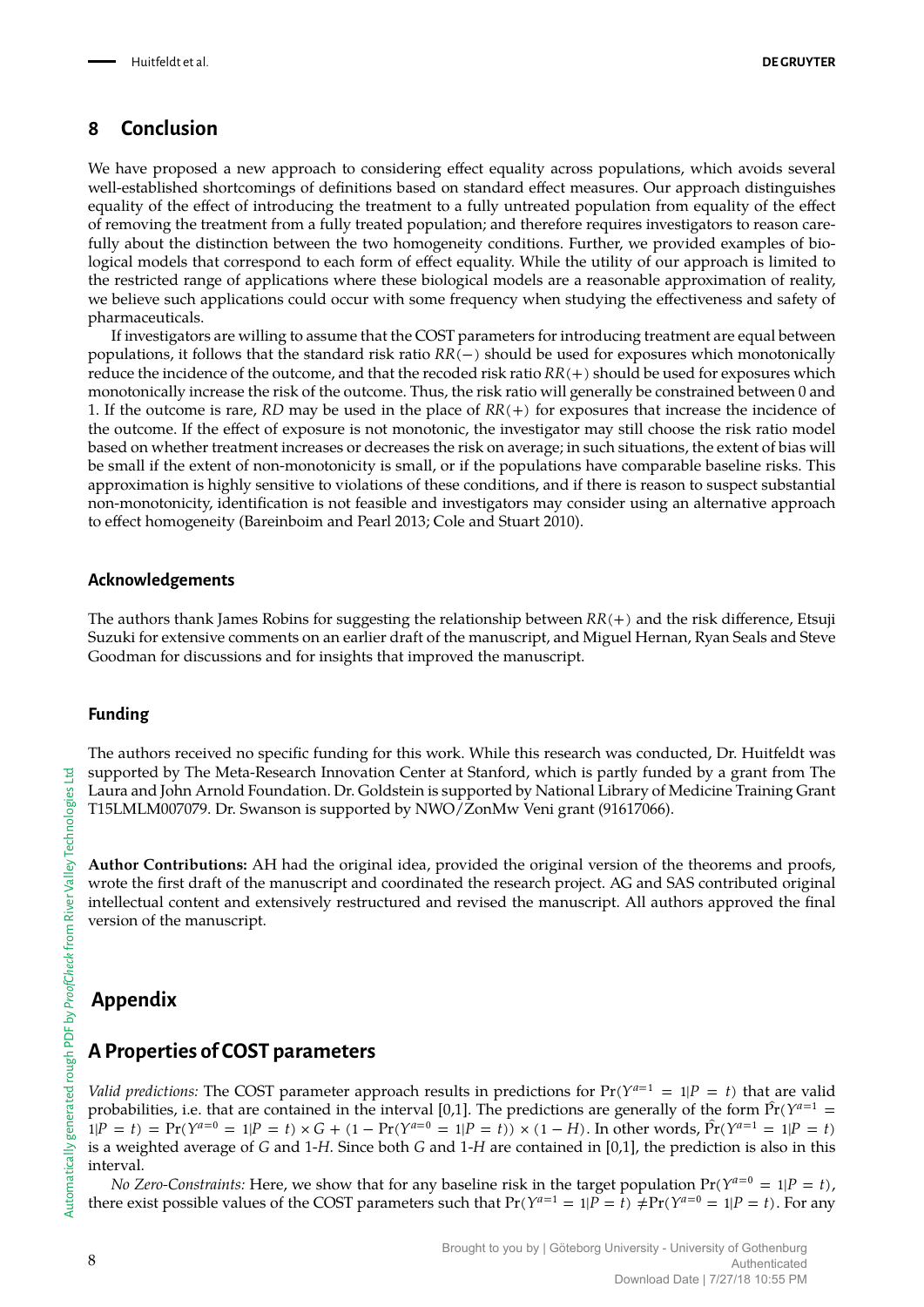## 8 Conclusion

We have proposed a new approach to considering effect equality across populations, which avoids several well-established shortcomings of definitions based on standard effect measures. Our approach distinguishes equality of the effect of introducing the treatment to a fully untreated population from equality of the effect of removing the treatment from a fully treated population; and therefore requires investigators to reason carefully about the distinction between the two homogeneity conditions. Further, we provided examples of biological models that correspond to each form of effect equality. While the utility of our approach is limited to the restricted range of applications where these biological models are a reasonable approximation of reality, we believe such applications could occur with some frequency when studying the effectiveness and safety of pharmaceuticals.

If investigators are willing to assume that the COST parameters for introducing treatment are equal between populations, it follows that the standard risk ratio $RR(-)$ should be used for exposures which monotonically reduce the incidence of the outcome, and that the recoded risk ratio $RR(+)$ should be used for exposures which monotonically increase the risk of the outcome. Thus, the risk ratio will generally be constrained between 0 and 1. If the outcome is rare, $RD$ may be used in the place of $RR(+)$ for exposures that increase the incidence of the outcome. If the effect of exposure is not monotonic, the investigator may still choose the risk ratio model based on whether treatment increases or decreases the risk on average; in such situations, the extent of bias will be small if the extent of non-monotonicity is small, or if the populations have comparable baseline risks. This approximation is highly sensitive to violations of these conditions, and if there is reason to suspect substantial non-monotonicity, identification is not feasible and investigators may consider using an alternative approach to effect homogeneity (Bareinboim and Pearl 2013; Cole and Stuart 2010).

### Acknowledgements

The authors thank James Robins for suggesting the relationship between $RR(+)$ and the risk difference, Etsuji Suzuki for extensive comments on an earlier draft of the manuscript, and Miguel Hernan, Ryan Seals and Steve Goodman for discussions and for insights that improved the manuscript.

### Funding

The authors received no specific funding for this work. While this research was conducted, Dr. Huitfeldt was supported by The Meta-Research Innovation Center at Stanford, which is partly funded by a grant from The Laura and John Arnold Foundation. Dr. Goldstein is supported by National Library of Medicine Training Grant T15LMLM007079. Dr. Swanson is supported by NWO/ZonMw Veni grant (91617066).

**Author Contributions:** AH had the original idea, provided the original version of the theorems and proofs, wrote the first draft of the manuscript and coordinated the research project. AG and SAS contributed original intellectual content and extensively restructured and revised the manuscript. All authors approved the final version of the manuscript.

## Appendix

## A Properties of COST parameters

*Valid predictions:* The COST parameter approach results in predictions for $\Pr(Y^{a=1} = 1|P = t)$ that are valid probabilities, i.e. that are contained in the interval [0,1]. The predictions are generally of the form $\hat{\Pr}(Y^{a=1} = 1|P = t) = \Pr(Y^{a=0} = 1|P = t) \times G + (1 - \Pr(Y^{a=0} = 1|P = t)) \times (1 - H)$. In other words, $\hat{\Pr}(Y^{a=1} = 1|P = t)$ is a weighted average of $G$ and 1-$H$. Since both $G$ and 1-$H$ are contained in [0,1], the prediction is also in this interval.

*No Zero-Constraints:* Here, we show that for any baseline risk in the target population $\Pr(Y^{a=0} = 1|P = t)$, there exist possible values of the COST parameters such that $\Pr(Y^{a=1} = 1|P = t) \neq \Pr(Y^{a=0} = 1|P = t)$. For any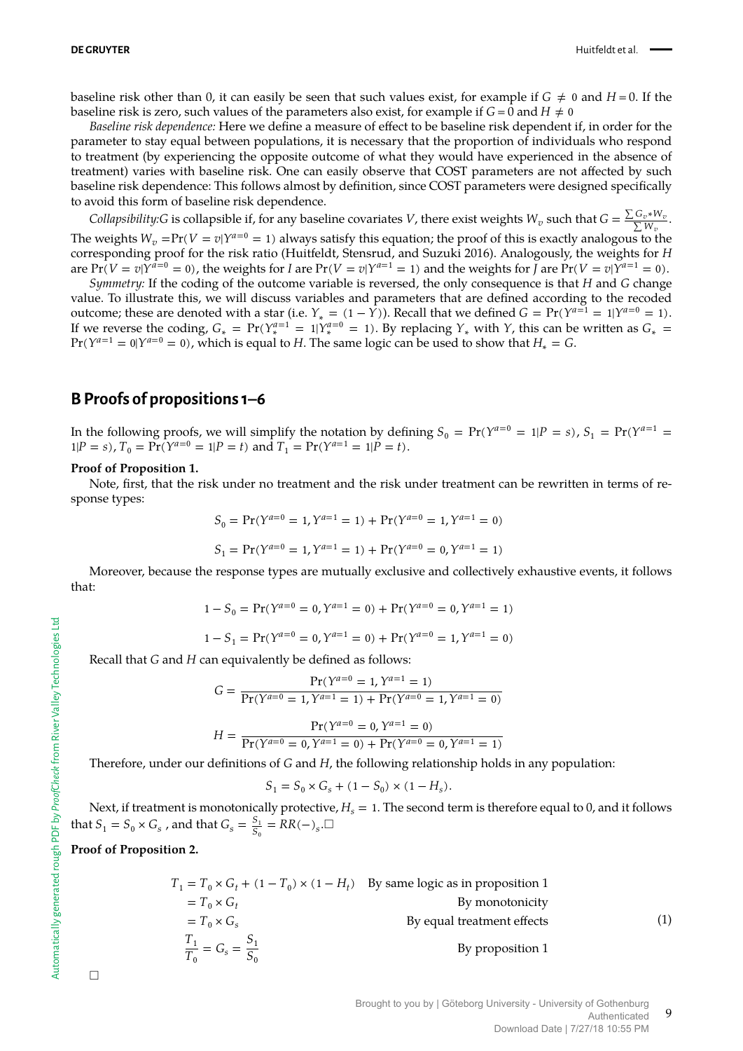baseline risk other than 0, it can easily be seen that such values exist, for example if $G \neq 0$ and $H = 0$. If the baseline risk is zero, such values of the parameters also exist, for example if $G = 0$ and $H \neq 0$

*Baseline risk dependence:* Here we define a measure of effect to be baseline risk dependent if, in order for the parameter to stay equal between populations, it is necessary that the proportion of individuals who respond to treatment (by experiencing the opposite outcome of what they would have experienced in the absence of treatment) varies with baseline risk. One can easily observe that COST parameters are not affected by such baseline risk dependence: This follows almost by definition, since COST parameters were designed specifically to avoid this form of baseline risk dependence.

*Collapsibility:* $G$ is collapsible if, for any baseline covariates $V$, there exist weights $W_v$ such that $G = \frac{\sum G_v * W_v}{\sum W_v}$. The weights $W_v = \Pr(V = v | Y^{a=0} = 1)$ always satisfy this equation; the proof of this is exactly analogous to the corresponding proof for the risk ratio (Huitfeldt, Stensrud, and Suzuki 2016). Analogously, the weights for $H$ are $\Pr(V = v | Y^{a=0} = 0)$, the weights for $I$ are $\Pr(V = v | Y^{a=1} = 1)$ and the weights for $J$ are $\Pr(V = v | Y^{a=1} = 0)$.

*Symmetry:* If the coding of the outcome variable is reversed, the only consequence is that $H$ and $G$ change value. To illustrate this, we will discuss variables and parameters that are defined according to the recoded outcome; these are denoted with a star (i.e. $Y_* = (1 - Y)$). Recall that we defined $G = \Pr(Y^{a=1} = 1 | Y^{a=0} = 1)$. If we reverse the coding, $G_* = \Pr(Y_*^{a=1} = 1 | Y_*^{a=0} = 1)$. By replacing $Y_*$ with $Y$, this can be written as $G_* = \Pr(Y^{a=1} = 0 | Y^{a=0} = 0)$, which is equal to $H$. The same logic can be used to show that $H_* = G$.

## B Proofs of propositions 1–6

In the following proofs, we will simplify the notation by defining $S_0 = \Pr(Y^{a=0} = 1 | P = s)$, $S_1 = \Pr(Y^{a=1} = 1 | P = s)$, $T_0 = \Pr(Y^{a=0} = 1 | P = t)$ and $T_1 = \Pr(Y^{a=1} = 1 | P = t)$.

**Proof of Proposition 1.**

Note, first, that the risk under no treatment and the risk under treatment can be rewritten in terms of response types:

$$S_0 = \Pr(Y^{a=0} = 1, Y^{a=1} = 1) + \Pr(Y^{a=0} = 1, Y^{a=1} = 0)$$

$$S_1 = \Pr(Y^{a=0} = 1, Y^{a=1} = 1) + \Pr(Y^{a=0} = 0, Y^{a=1} = 1)$$

Moreover, because the response types are mutually exclusive and collectively exhaustive events, it follows that:

$$1 - S_0 = \Pr(Y^{a=0} = 0, Y^{a=1} = 0) + \Pr(Y^{a=0} = 0, Y^{a=1} = 1)$$

$$1 - S_1 = \Pr(Y^{a=0} = 0, Y^{a=1} = 0) + \Pr(Y^{a=0} = 1, Y^{a=1} = 0)$$

Recall that $G$ and $H$ can equivalently be defined as follows:

$$G = \frac{\Pr(Y^{a=0} = 1, Y^{a=1} = 1)}{\Pr(Y^{a=0} = 1, Y^{a=1} = 1) + \Pr(Y^{a=0} = 1, Y^{a=1} = 0)}$$

$$H = \frac{\Pr(Y^{a=0} = 0, Y^{a=1} = 0)}{\Pr(Y^{a=0} = 0, Y^{a=1} = 0) + \Pr(Y^{a=0} = 0, Y^{a=1} = 1)}$$

Therefore, under our definitions of $G$ and $H$, the following relationship holds in any population:

$$S_1 = S_0 \times G_s + (1 - S_0) \times (1 - H_s).$$

Next, if treatment is monotonically protective, $H_s = 1$. The second term is therefore equal to 0, and it follows that $S_1 = S_0 \times G_s$, and that $G_s = \frac{S_1}{S_0} = RR(-)_s$.□

**Proof of Proposition 2.**

$$\begin{aligned}
T_1 &= T_0 \times G_t + (1 - T_0) \times (1 - H_t) && \text{By same logic as in proposition 1} \\
&= T_0 \times G_t && \text{By monotonicity} \\
&= T_0 \times G_s && \text{By equal treatment effects} \\
\frac{T_1}{T_0} &= G_s = \frac{S_1}{S_0} && \text{By proposition 1}
\end{aligned} \tag{1}$$

□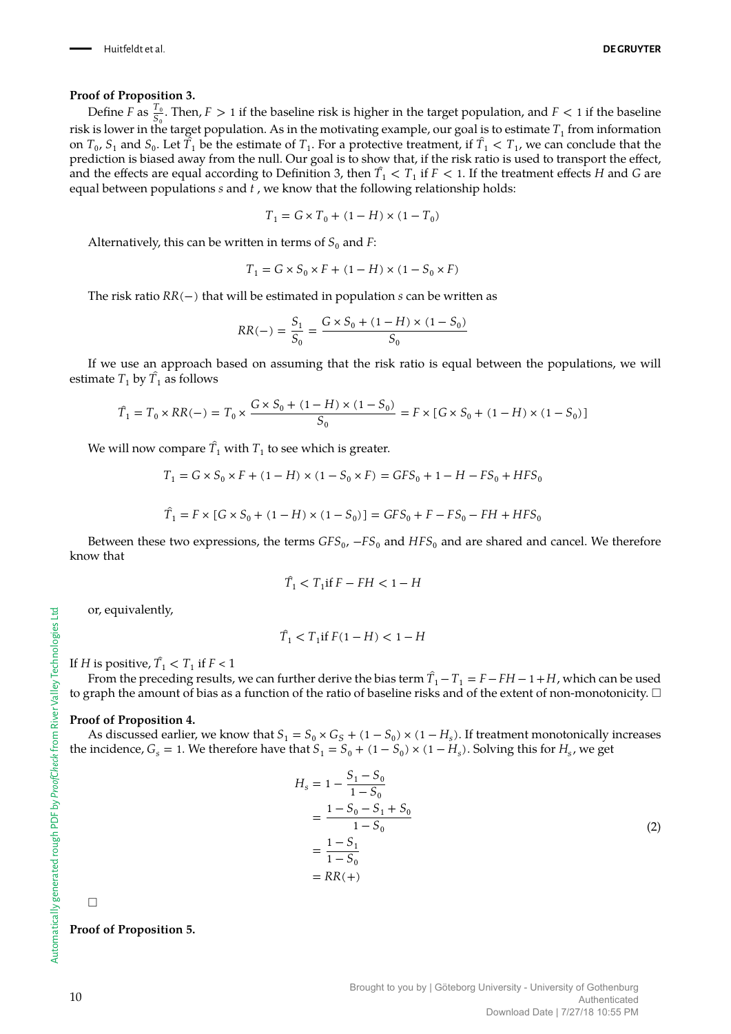**Proof of Proposition 3.**

Define $F$ as $\frac{T_0}{S_0}$. Then, $F > 1$ if the baseline risk is higher in the target population, and $F < 1$ if the baseline risk is lower in the target population. As in the motivating example, our goal is to estimate $T_1$ from information on $T_0$, $S_1$ and $S_0$. Let $\hat{T_1}$ be the estimate of $T_1$. For a protective treatment, if $\hat{T_1} < T_1$, we can conclude that the prediction is biased away from the null. Our goal is to show that, if the risk ratio is used to transport the effect, and the effects are equal according to Definition 3, then $\hat{T_1} < T_1$ if $F < 1$. If the treatment effects $H$ and $G$ are equal between populations $s$ and $t$, we know that the following relationship holds:

$$T_1 = G \times T_0 + (1 - H) \times (1 - T_0)$$

Alternatively, this can be written in terms of $S_0$ and $F$:

$$T_1 = G \times S_0 \times F + (1 - H) \times (1 - S_0 \times F)$$

The risk ratio $RR(-)$ that will be estimated in population $s$ can be written as

$$RR(-) = \frac{S_1}{S_0} = \frac{G \times S_0 + (1 - H) \times (1 - S_0)}{S_0}$$

If we use an approach based on assuming that the risk ratio is equal between the populations, we will estimate $T_1$ by $\hat{T_1}$ as follows

$$\hat{T_1} = T_0 \times RR(-) = T_0 \times \frac{G \times S_0 + (1 - H) \times (1 - S_0)}{S_0} = F \times [G \times S_0 + (1 - H) \times (1 - S_0)]$$

We will now compare $\hat{T_1}$ with $T_1$ to see which is greater.

$$T_1 = G \times S_0 \times F + (1 - H) \times (1 - S_0 \times F) = GFS_0 + 1 - H - FS_0 + HFS_0$$

$$\hat{T_1} = F \times [G \times S_0 + (1 - H) \times (1 - S_0)] = GFS_0 + F - FS_0 - FH + HFS_0$$

Between these two expressions, the terms $GFS_0$, $-FS_0$ and $HFS_0$ and are shared and cancel. We therefore know that

$$\hat{T_1} < T_1 \text{if } F - FH < 1 - H$$

or, equivalently,

$$\hat{T_1} < T_1 \text{if } F(1 - H) < 1 - H$$

If $H$ is positive, $\hat{T_1} < T_1$ if $F < 1$

From the preceding results, we can further derive the bias term $\hat{T_1} - T_1 = F - FH - 1 + H$, which can be used to graph the amount of bias as a function of the ratio of baseline risks and of the extent of non-monotonicity. □

**Proof of Proposition 4.**

As discussed earlier, we know that $S_1 = S_0 \times G_S + (1 - S_0) \times (1 - H_s)$. If treatment monotonically increases the incidence, $G_s = 1$. We therefore have that $S_1 = S_0 + (1 - S_0) \times (1 - H_s)$. Solving this for $H_s$, we get

$$\begin{aligned} H_s &= 1 - \frac{S_1 - S_0}{1 - S_0} \\ &= \frac{1 - S_0 - S_1 + S_0}{1 - S_0} \\ &= \frac{1 - S_1}{1 - S_0} \\ &= RR(+) \end{aligned} \tag{2}$$

□

**Proof of Proposition 5.**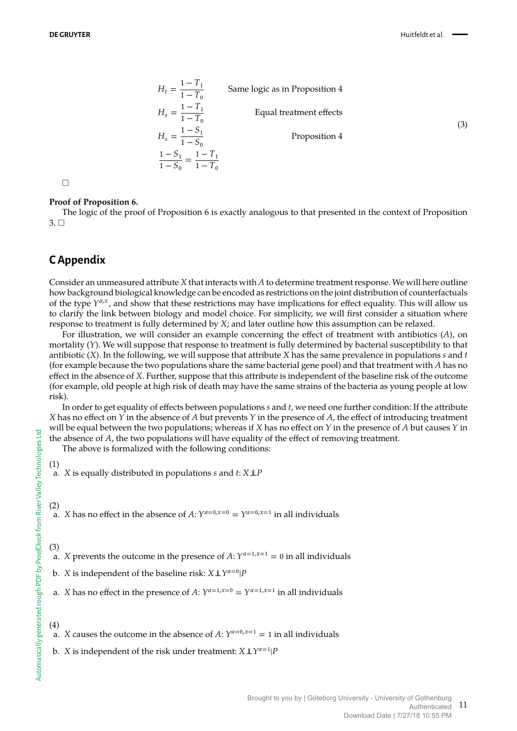$$
\begin{aligned}
H_t &= \frac{1-T_1}{1-T_0} && \text{Same logic as in Proposition 4} \\
H_s &= \frac{1-T_1}{1-T_0} && \text{Equal treatment effects} \\
H_s &= \frac{1-S_1}{1-S_0} && \text{Proposition 4} \\
\frac{1-S_1}{1-S_0} &= \frac{1-T_1}{1-T_0}
\end{aligned}
\tag{3}
$$

□

**Proof of Proposition 6.**

The logic of the proof of Proposition 6 is exactly analogous to that presented in the context of Proposition 3. □

## C Appendix

Consider an unmeasured attribute $X$ that interacts with $A$ to determine treatment response. We will here outline how background biological knowledge can be encoded as restrictions on the joint distribution of counterfactuals of the type $Y^{a,x}$, and show that these restrictions may have implications for effect equality. This will allow us to clarify the link between biology and model choice. For simplicity, we will first consider a situation where response to treatment is fully determined by $X$; and later outline how this assumption can be relaxed.

For illustration, we will consider an example concerning the effect of treatment with antibiotics ($A$), on mortality ($Y$). We will suppose that response to treatment is fully determined by bacterial susceptibility to that antibiotic ($X$). In the following, we will suppose that attribute $X$ has the same prevalence in populations $s$ and $t$ (for example because the two populations share the same bacterial gene pool) and that treatment with $A$ has no effect in the absence of $X$. Further, suppose that this attribute is independent of the baseline risk of the outcome (for example, old people at high risk of death may have the same strains of the bacteria as young people at low risk).

In order to get equality of effects between populations $s$ and $t$, we need one further condition: If the attribute $X$ has no effect on $Y$ in the absence of $A$ but prevents $Y$ in the presence of $A$, the effect of introducing treatment will be equal between the two populations; whereas if $X$ has no effect on $Y$ in the presence of $A$ but causes $Y$ in the absence of $A$, the two populations will have equality of the effect of removing treatment.

The above is formalized with the following conditions:

(1)
 a. $X$ is equally distributed in populations $s$ and $t$: $X \perp\!\!\!\perp P$

(2)
 a. $X$ has no effect in the absence of $A$: $Y^{a=0,x=0} = Y^{a=0,x=1}$ in all individuals

(3)
 a. $X$ prevents the outcome in the presence of $A$: $Y^{a=1,x=1} = 0$ in all individuals

 b. $X$ is independent of the baseline risk: $X \perp Y^{a=0} | P$

 a. $X$ has no effect in the presence of $A$: $Y^{a=1,x=0} = Y^{a=1,x=1}$ in all individuals

(4)
 a. $X$ causes the outcome in the absence of $A$: $Y^{a=0,x=1} = 1$ in all individuals

 b. $X$ is independent of the risk under treatment: $X \perp Y^{a=1} | P$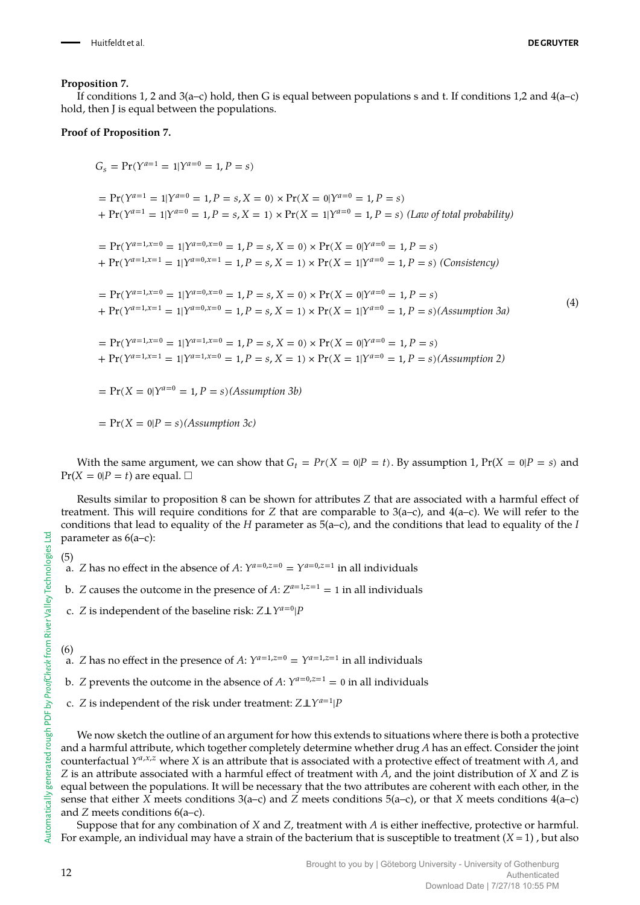**Proposition 7.**

If conditions 1, 2 and 3(a–c) hold, then G is equal between populations s and t. If conditions 1,2 and 4(a–c) hold, then J is equal between the populations.

**Proof of Proposition 7.**

$$
\begin{aligned}
G_s &= \Pr(Y^{a=1} = 1 | Y^{a=0} = 1, P = s) \\
&= \Pr(Y^{a=1} = 1 | Y^{a=0} = 1, P = s, X = 0) \times \Pr(X = 0 | Y^{a=0} = 1, P = s) \\
&+ \Pr(Y^{a=1} = 1 | Y^{a=0} = 1, P = s, X = 1) \times \Pr(X = 1 | Y^{a=0} = 1, P = s) \textit{ (Law of total probability)} \\
&= \Pr(Y^{a=1,x=0} = 1 | Y^{a=0,x=0} = 1, P = s, X = 0) \times \Pr(X = 0 | Y^{a=0} = 1, P = s) \\
&+ \Pr(Y^{a=1,x=1} = 1 | Y^{a=0,x=1} = 1, P = s, X = 1) \times \Pr(X = 1 | Y^{a=0} = 1, P = s) \textit{ (Consistency)} \\
&= \Pr(Y^{a=1,x=0} = 1 | Y^{a=0,x=0} = 1, P = s, X = 0) \times \Pr(X = 0 | Y^{a=0} = 1, P = s) \\
&+ \Pr(Y^{a=1,x=1} = 1 | Y^{a=0,x=0} = 1, P = s, X = 1) \times \Pr(X = 1 | Y^{a=0} = 1, P = s) \textit{(Assumption 3a)} \\
&= \Pr(Y^{a=1,x=0} = 1 | Y^{a=1,x=0} = 1, P = s, X = 0) \times \Pr(X = 0 | Y^{a=0} = 1, P = s) \\
&+ \Pr(Y^{a=1,x=1} = 1 | Y^{a=1,x=0} = 1, P = s, X = 1) \times \Pr(X = 1 | Y^{a=0} = 1, P = s) \textit{(Assumption 2)} \\
&= \Pr(X = 0 | Y^{a=0} = 1, P = s) \textit{(Assumption 3b)} \\
&= \Pr(X = 0 | P = s) \textit{(Assumption 3c)}
\end{aligned} \tag{4}
$$

With the same argument, we can show that $G_t = Pr(X = 0 | P = t)$. By assumption 1, $\Pr(X = 0 | P = s)$ and $\Pr(X = 0 | P = t)$ are equal. □

Results similar to proposition 8 can be shown for attributes $Z$ that are associated with a harmful effect of treatment. This will require conditions for $Z$ that are comparable to 3(a–c), and 4(a–c). We will refer to the conditions that lead to equality of the $H$ parameter as 5(a–c), and the conditions that lead to equality of the $I$ parameter as 6(a–c):

(5)

a. $Z$ has no effect in the absence of $A$: $Y^{a=0,z=0} = Y^{a=0,z=1}$ in all individuals

b. $Z$ causes the outcome in the presence of $A$: $Z^{a=1,z=1} = 1$ in all individuals

c. $Z$ is independent of the baseline risk: $Z \perp Y^{a=0} | P$

(6)

a. $Z$ has no effect in the presence of $A$: $Y^{a=1,z=0} = Y^{a=1,z=1}$ in all individuals

b. $Z$ prevents the outcome in the absence of $A$: $Y^{a=0,z=1} = 0$ in all individuals

c. $Z$ is independent of the risk under treatment: $Z \perp Y^{a=1} | P$

We now sketch the outline of an argument for how this extends to situations where there is both a protective and a harmful attribute, which together completely determine whether drug $A$ has an effect. Consider the joint counterfactual $Y^{a,x,z}$ where $X$ is an attribute that is associated with a protective effect of treatment with $A$, and $Z$ is an attribute associated with a harmful effect of treatment with $A$, and the joint distribution of $X$ and $Z$ is equal between the populations. It will be necessary that the two attributes are coherent with each other, in the sense that either $X$ meets conditions 3(a–c) and $Z$ meets conditions 5(a–c), or that $X$ meets conditions 4(a–c) and $Z$ meets conditions 6(a–c).

Suppose that for any combination of $X$ and $Z$, treatment with $A$ is either ineffective, protective or harmful. For example, an individual may have a strain of the bacterium that is susceptible to treatment ($X = 1$) , but also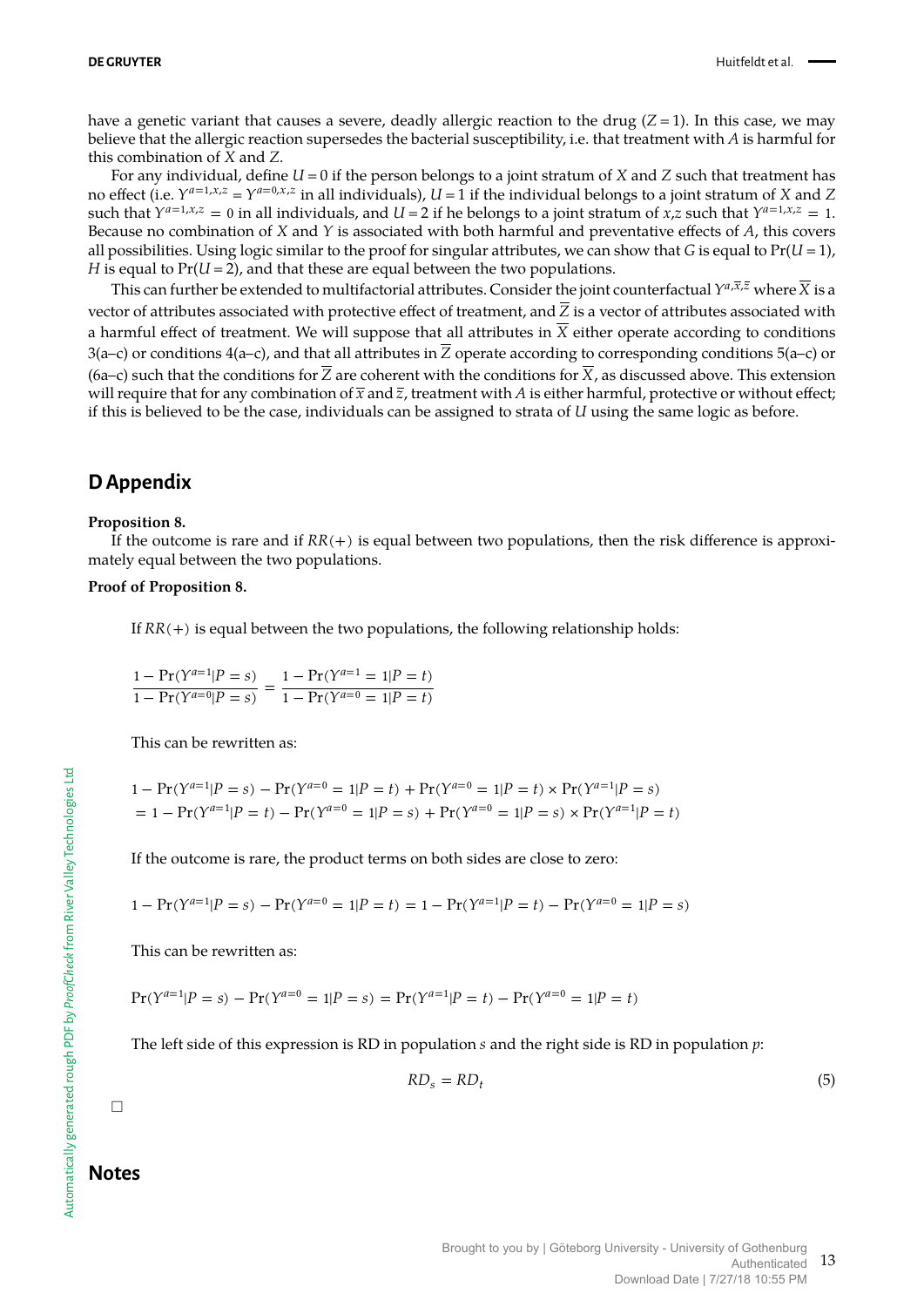have a genetic variant that causes a severe, deadly allergic reaction to the drug ($Z = 1$). In this case, we may believe that the allergic reaction supersedes the bacterial susceptibility, i.e. that treatment with $A$ is harmful for this combination of $X$ and $Z$.

For any individual, define $U = 0$ if the person belongs to a joint stratum of $X$ and $Z$ such that treatment has no effect (i.e. $Y^{a=1,x,z} = Y^{a=0,x,z}$ in all individuals), $U = 1$ if the individual belongs to a joint stratum of $X$ and $Z$ such that $Y^{a=1,x,z} = 0$ in all individuals, and $U = 2$ if he belongs to a joint stratum of $x$,$z$ such that $Y^{a=1,x,z} = 1$. Because no combination of $X$ and $Y$ is associated with both harmful and preventative effects of $A$, this covers all possibilities. Using logic similar to the proof for singular attributes, we can show that $G$ is equal to $\Pr(U = 1)$, $H$ is equal to $\Pr(U = 2)$, and that these are equal between the two populations.

This can further be extended to multifactorial attributes. Consider the joint counterfactual $Y^{a,\overline{x},\overline{z}}$ where $\overline{X}$ is a vector of attributes associated with protective effect of treatment, and $\overline{Z}$ is a vector of attributes associated with a harmful effect of treatment. We will suppose that all attributes in $\overline{X}$ either operate according to conditions 3(a–c) or conditions 4(a–c), and that all attributes in $\overline{Z}$ operate according to corresponding conditions 5(a–c) or (6a–c) such that the conditions for $\overline{Z}$ are coherent with the conditions for $\overline{X}$, as discussed above. This extension will require that for any combination of $\overline{x}$ and $\overline{z}$, treatment with $A$ is either harmful, protective or without effect; if this is believed to be the case, individuals can be assigned to strata of $U$ using the same logic as before.

## D Appendix

**Proposition 8.**

If the outcome is rare and if $RR(+)$ is equal between two populations, then the risk difference is approximately equal between the two populations.

**Proof of Proposition 8.**

If $RR(+)$ is equal between the two populations, the following relationship holds:

$$\frac{1 - \Pr(Y^{a=1}|P = s)}{1 - \Pr(Y^{a=0}|P = s)} = \frac{1 - \Pr(Y^{a=1} = 1|P = t)}{1 - \Pr(Y^{a=0} = 1|P = t)}$$

This can be rewritten as:

$$\begin{aligned}
&1 - \Pr(Y^{a=1}|P = s) - \Pr(Y^{a=0} = 1|P = t) + \Pr(Y^{a=0} = 1|P = t) \times \Pr(Y^{a=1}|P = s) \\
&= 1 - \Pr(Y^{a=1}|P = t) - \Pr(Y^{a=0} = 1|P = s) + \Pr(Y^{a=0} = 1|P = s) \times \Pr(Y^{a=1}|P = t)
\end{aligned}$$

If the outcome is rare, the product terms on both sides are close to zero:

$$1 - \Pr(Y^{a=1}|P = s) - \Pr(Y^{a=0} = 1|P = t) = 1 - \Pr(Y^{a=1}|P = t) - \Pr(Y^{a=0} = 1|P = s)$$

This can be rewritten as:

$$\Pr(Y^{a=1}|P = s) - \Pr(Y^{a=0} = 1|P = s) = \Pr(Y^{a=1}|P = t) - \Pr(Y^{a=0} = 1|P = t)$$

The left side of this expression is RD in population $s$ and the right side is RD in population $p$:

$$RD_s = RD_t \tag{5}$$

□

## Notes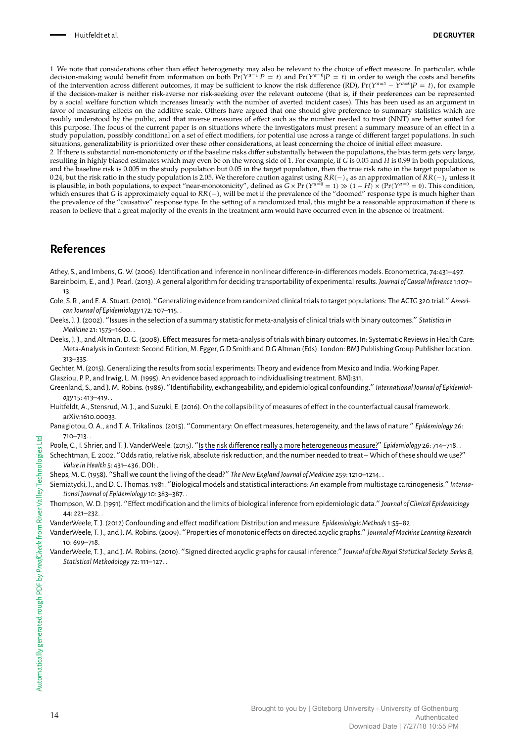1 We note that considerations other than effect heterogeneity may also be relevant to the choice of effect measure. In particular, while decision-making would benefit from information on both $\Pr(Y^{a=1}|P = t)$ and $\Pr(Y^{a=0}|P = t)$ in order to weigh the costs and benefits of the intervention across different outcomes, it may be sufficient to know the risk difference (RD), $\Pr(Y^{a=1} - Y^{a=0}|P = t)$, for example if the decision-maker is neither risk-averse nor risk-seeking over the relevant outcome (that is, if their preferences can be represented by a social welfare function which increases linearly with the number of averted incident cases). This has been used as an argument in favor of measuring effects on the additive scale. Others have argued that one should give preference to summary statistics which are readily understood by the public, and that inverse measures of effect such as the number needed to treat (NNT) are better suited for this purpose. The focus of the current paper is on situations where the investigators must present a summary measure of an effect in a study population, possibly conditional on a set of effect modifiers, for potential use across a range of different target populations. In such situations, generalizability is prioritized over these other considerations, at least concerning the choice of initial effect measure.

2 If there is substantial non-monotonicity or if the baseline risks differ substantially between the populations, the bias term gets very large, resulting in highly biased estimates which may even be on the wrong side of 1. For example, if $G$ is 0.05 and $H$ is 0.99 in both populations, and the baseline risk is 0.005 in the study population but 0.05 in the target population, then the true risk ratio in the target population is 0.24, but the risk ratio in the study population is 2.05. We therefore caution against using $RR(-)_s$ as an approximation of $RR(-)_t$ unless it is plausible, in both populations, to expect "near-monotonicity", defined as $G \times \Pr(Y^{a=0} = 1) \gg (1 - H) \times (\Pr(Y^{a=0} = 0)$. This condition, which ensures that $G$ is approximately equal to $RR(-)$, will be met if the prevalence of the "doomed" response type is much higher than the prevalence of the "causative" response type. In the setting of a randomized trial, this might be a reasonable approximation if there is reason to believe that a great majority of the events in the treatment arm would have occurred even in the absence of treatment.

## References

Athey, S., and Imbens, G. W. (2006). Identification and inference in nonlinear difference-in-differences models. Econometrica, 74:431–497.

Bareinboim, E., and J. Pearl. (2013). A general algorithm for deciding transportability of experimental results. *Journal of Causal Inference* 1:107–13.

Cole, S. R., and E. A. Stuart. (2010). "Generalizing evidence from randomized clinical trials to target populations: The ACTG 320 trial." *American Journal of Epidemiology* 172: 107–115. .

Deeks, J. J. (2002). "Issues in the selection of a summary statistic for meta-analysis of clinical trials with binary outcomes." *Statistics in Medicine* 21: 1575–1600. .

Deeks, J. J., and Altman, D. G. (2008). Effect measures for meta-analysis of trials with binary outcomes. In: Systematic Reviews in Health Care: Meta-Analysis in Context: Second Edition, M. Egger, G.D Smith and D.G Altman (Eds). London: BMJ Publishing Group Publisher location. 313–335.

Gechter, M. (2015). Generalizing the results from social experiments: Theory and evidence from Mexico and India. Working Paper.

Glasziou, P. P., and Irwig, L. M. (1995). An evidence based approach to individualising treatment. BMJ:311.

Greenland, S., and J. M. Robins. (1986). "Identifiability, exchangeability, and epidemiological confounding." *International Journal of Epidemiology* 15: 413–419. .

Huitfeldt, A., Stensrud, M. J., and Suzuki, E. (2016). On the collapsibility of measures of effect in the counterfactual causal framework. arXiv:1610.00033.

Panagiotou, O. A., and T. A. Trikalinos. (2015). "Commentary: On effect measures, heterogeneity, and the laws of nature." *Epidemiology* 26: 710–713. .

Poole, C., I. Shrier, and T. J. VanderWeele. (2015). "Is the risk difference really a more heterogeneous measure?" *Epidemiology* 26: 714–718. .

Schechtman, E. 2002. "Odds ratio, relative risk, absolute risk reduction, and the number needed to treat – Which of these should we use?" *Value in Health* 5: 431–436. DOI: .

Sheps, M. C. (1958). "Shall we count the living of the dead?" *The New England Journal of Medicine* 259: 1210–1214. .

Siemiatycki, J., and D. C. Thomas. 1981. "Biological models and statistical interactions: An example from multistage carcinogenesis." *International Journal of Epidemiology* 10: 383–387. .

Thompson, W. D. (1991). "Effect modification and the limits of biological inference from epidemiologic data." *Journal of Clinical Epidemiology* 44: 221–232. .

VanderWeele, T. J. (2012) Confounding and effect modification: Distribution and measure. *Epidemiologic Methods* 1:55–82. .

VanderWeele, T. J., and J. M. Robins. (2009). "Properties of monotonic effects on directed acyclic graphs." *Journal of Machine Learning Research* 10: 699–718.

VanderWeele, T. J., and J. M. Robins. (2010). "Signed directed acyclic graphs for causal inference." *Journal of the Royal Statistical Society. Series B, Statistical Methodology* 72: 111–127. .